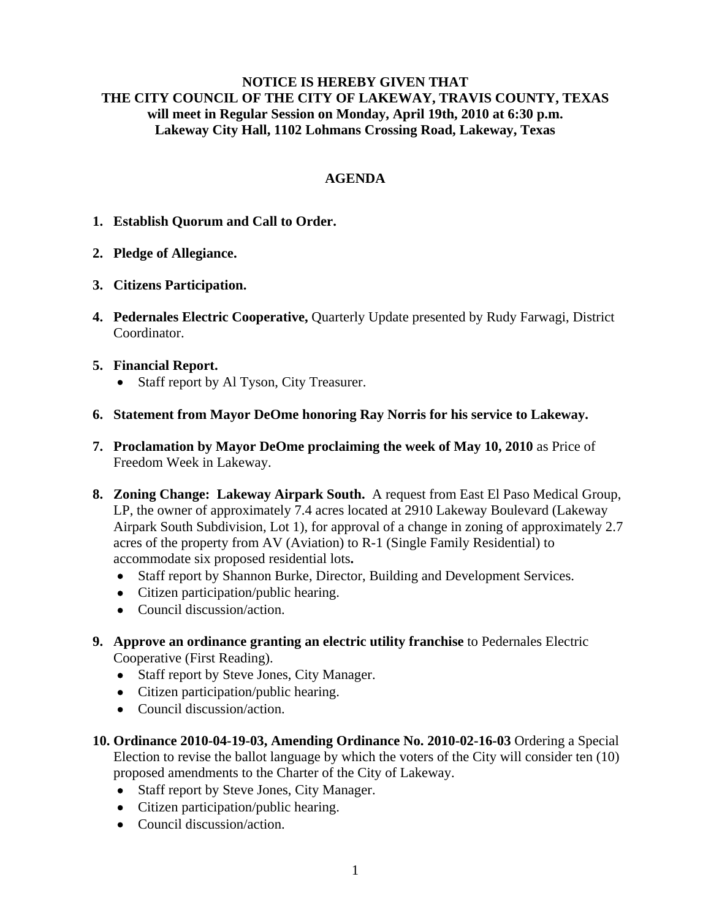**NOTICE IS HEREBY GIVEN THAT**
**THE CITY COUNCIL OF THE CITY OF LAKEWAY, TRAVIS COUNTY, TEXAS**
**will meet in Regular Session on Monday, April 19th, 2010 at 6:30 p.m.**
**Lakeway City Hall, 1102 Lohmans Crossing Road, Lakeway, Texas**

## AGENDA

1. **Establish Quorum and Call to Order.**

2. **Pledge of Allegiance.**

3. **Citizens Participation.**

4. **Pedernales Electric Cooperative,** Quarterly Update presented by Rudy Farwagi, District Coordinator.

5. **Financial Report.**
   - Staff report by Al Tyson, City Treasurer.

6. **Statement from Mayor DeOme honoring Ray Norris for his service to Lakeway.**

7. **Proclamation by Mayor DeOme proclaiming the week of May 10, 2010** as Price of Freedom Week in Lakeway.

8. **Zoning Change: Lakeway Airpark South.** A request from East El Paso Medical Group, LP, the owner of approximately 7.4 acres located at 2910 Lakeway Boulevard (Lakeway Airpark South Subdivision, Lot 1), for approval of a change in zoning of approximately 2.7 acres of the property from AV (Aviation) to R-1 (Single Family Residential) to accommodate six proposed residential lots**.**
   - Staff report by Shannon Burke, Director, Building and Development Services.
   - Citizen participation/public hearing.
   - Council discussion/action.

9. **Approve an ordinance granting an electric utility franchise** to Pedernales Electric Cooperative (First Reading).
   - Staff report by Steve Jones, City Manager.
   - Citizen participation/public hearing.
   - Council discussion/action.

10. **Ordinance 2010-04-19-03, Amending Ordinance No. 2010-02-16-03** Ordering a Special Election to revise the ballot language by which the voters of the City will consider ten (10) proposed amendments to the Charter of the City of Lakeway.
    - Staff report by Steve Jones, City Manager.
    - Citizen participation/public hearing.
    - Council discussion/action.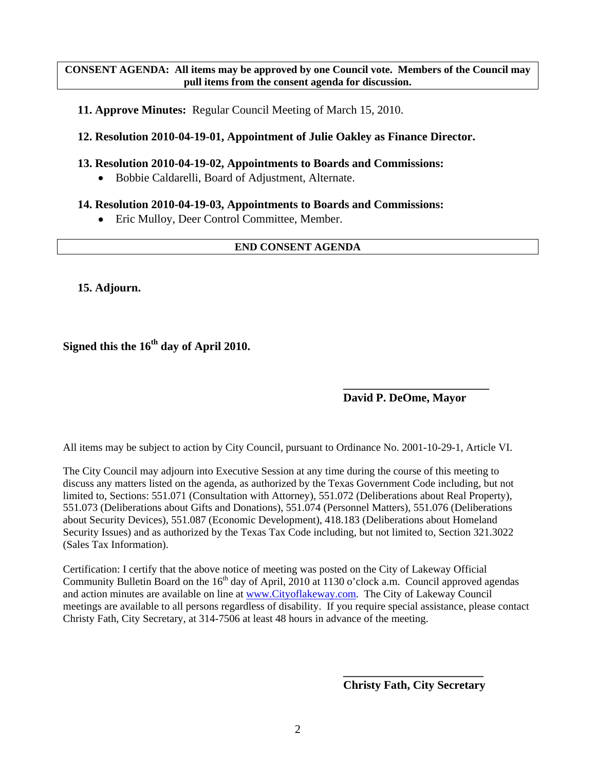**CONSENT AGENDA: All items may be approved by one Council vote. Members of the Council may pull items from the consent agenda for discussion.**

**11. Approve Minutes:** Regular Council Meeting of March 15, 2010.

**12. Resolution 2010-04-19-01, Appointment of Julie Oakley as Finance Director.**

**13. Resolution 2010-04-19-02, Appointments to Boards and Commissions:**

- Bobbie Caldarelli, Board of Adjustment, Alternate.

**14. Resolution 2010-04-19-03, Appointments to Boards and Commissions:**

- Eric Mulloy, Deer Control Committee, Member.

**END CONSENT AGENDA**

**15. Adjourn.**

**Signed this the 16th day of April 2010.**

\_\_\_\_\_\_\_\_\_\_\_\_\_\_\_\_\_\_\_\_\_\_\_\_\_
**David P. DeOme, Mayor**

All items may be subject to action by City Council, pursuant to Ordinance No. 2001-10-29-1, Article VI.

The City Council may adjourn into Executive Session at any time during the course of this meeting to discuss any matters listed on the agenda, as authorized by the Texas Government Code including, but not limited to, Sections: 551.071 (Consultation with Attorney), 551.072 (Deliberations about Real Property), 551.073 (Deliberations about Gifts and Donations), 551.074 (Personnel Matters), 551.076 (Deliberations about Security Devices), 551.087 (Economic Development), 418.183 (Deliberations about Homeland Security Issues) and as authorized by the Texas Tax Code including, but not limited to, Section 321.3022 (Sales Tax Information).

Certification: I certify that the above notice of meeting was posted on the City of Lakeway Official Community Bulletin Board on the 16th day of April, 2010 at 1130 o'clock a.m. Council approved agendas and action minutes are available on line at www.Cityoflakeway.com. The City of Lakeway Council meetings are available to all persons regardless of disability. If you require special assistance, please contact Christy Fath, City Secretary, at 314-7506 at least 48 hours in advance of the meeting.

\_\_\_\_\_\_\_\_\_\_\_\_\_\_\_\_\_\_\_\_\_\_\_\_\_
**Christy Fath, City Secretary**